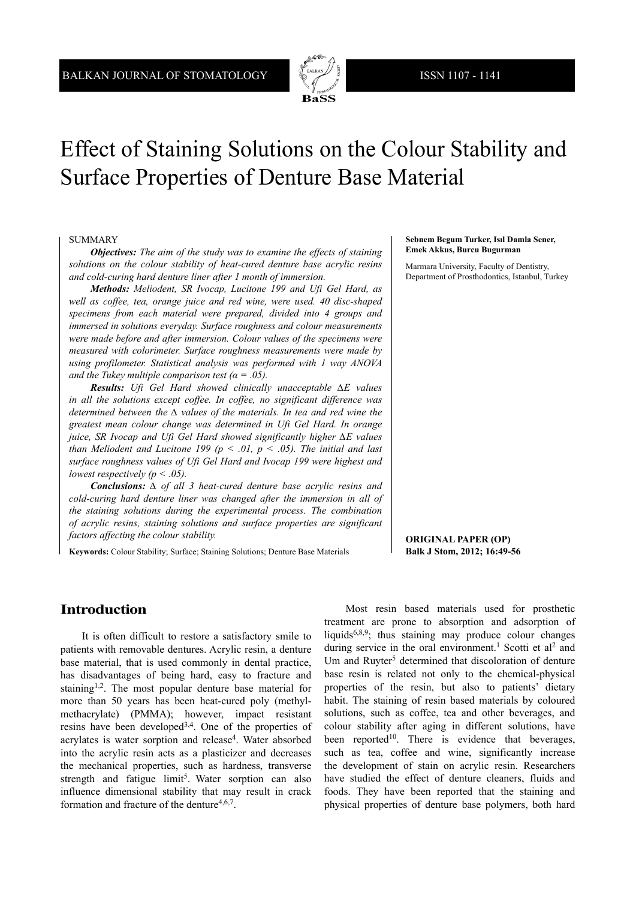# Effect of Staining Solutions on the Colour Stability and Surface Properties of Denture Base Material

**Sebnem Begum Turker, Isıl Damla Sener, Emek Akkus, Burcu Bugurman**

Marmara University, Faculty of Dentistry, Department of Prosthodontics, Istanbul, Turkey

## SUMMARY

***Objectives:*** *The aim of the study was to examine the effects of staining solutions on the colour stability of heat-cured denture base acrylic resins and cold-curing hard denture liner after 1 month of immersion.*

***Methods:*** *Meliodent, SR Ivocap, Lucitone 199 and Ufi Gel Hard, as well as coffee, tea, orange juice and red wine, were used. 40 disc-shaped specimens from each material were prepared, divided into 4 groups and immersed in solutions everyday. Surface roughness and colour measurements were made before and after immersion. Colour values of the specimens were measured with colorimeter. Surface roughness measurements were made by using profilometer. Statistical analysis was performed with 1 way ANOVA and the Tukey multiple comparison test ($\alpha = .05$).*

***Results:*** *Ufi Gel Hard showed clinically unacceptable $\Delta E$ values in all the solutions except coffee. In coffee, no significant difference was determined between the $\Delta$ values of the materials. In tea and red wine the greatest mean colour change was determined in Ufi Gel Hard. In orange juice, SR Ivocap and Ufi Gel Hard showed significantly higher $\Delta E$ values than Meliodent and Lucitone 199 ($p < .01$, $p < .05$). The initial and last surface roughness values of Ufi Gel Hard and Ivocap 199 were highest and lowest respectively ($p < .05$).*

***Conclusions:*** *$\Delta$ of all 3 heat-cured denture base acrylic resins and cold-curing hard denture liner was changed after the immersion in all of the staining solutions during the experimental process. The combination of acrylic resins, staining solutions and surface properties are significant factors affecting the colour stability.*

**Keywords:** Colour Stability; Surface; Staining Solutions; Denture Base Materials

**ORIGINAL PAPER (OP)**
**Balk J Stom, 2012; 16:49-56**

## Introduction

It is often difficult to restore a satisfactory smile to patients with removable dentures. Acrylic resin, a denture base material, that is used commonly in dental practice, has disadvantages of being hard, easy to fracture and staining[1,2]. The most popular denture base material for more than 50 years has been heat-cured poly (methyl-methacrylate) (PMMA); however, impact resistant resins have been developed[3,4]. One of the properties of acrylates is water sorption and release[4]. Water absorbed into the acrylic resin acts as a plasticizer and decreases the mechanical properties, such as hardness, transverse strength and fatigue limit[5]. Water sorption can also influence dimensional stability that may result in crack formation and fracture of the denture[4,6,7].

Most resin based materials used for prosthetic treatment are prone to absorption and adsorption of liquids[6,8,9]; thus staining may produce colour changes during service in the oral environment.[1] Scotti et al[2] and Um and Ruyter[5] determined that discoloration of denture base resin is related not only to the chemical-physical properties of the resin, but also to patients' dietary habit. The staining of resin based materials by coloured solutions, such as coffee, tea and other beverages, and colour stability after aging in different solutions, have been reported[10]. There is evidence that beverages, such as tea, coffee and wine, significantly increase the development of stain on acrylic resin. Researchers have studied the effect of denture cleaners, fluids and foods. They have been reported that the staining and physical properties of denture base polymers, both hard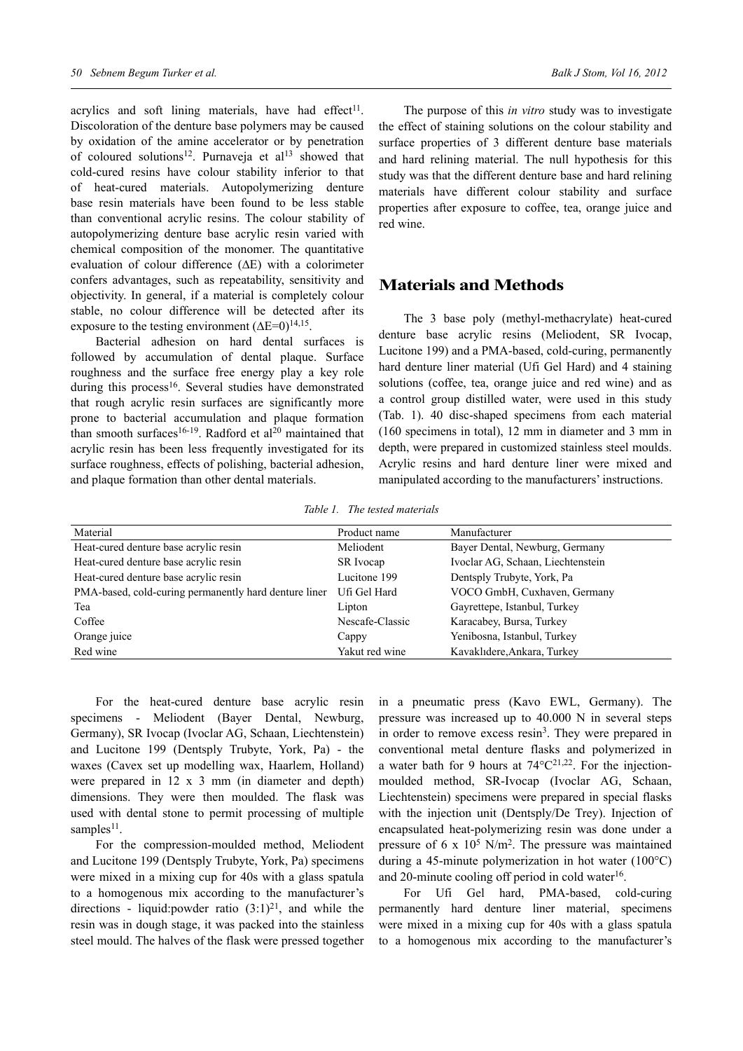acrylics and soft lining materials, have had effect[11]. Discoloration of the denture base polymers may be caused by oxidation of the amine accelerator or by penetration of coloured solutions[12]. Purnaveja et al[13] showed that cold-cured resins have colour stability inferior to that of heat-cured materials. Autopolymerizing denture base resin materials have been found to be less stable than conventional acrylic resins. The colour stability of autopolymerizing denture base acrylic resin varied with chemical composition of the monomer. The quantitative evaluation of colour difference ($\Delta E$) with a colorimeter confers advantages, such as repeatability, sensitivity and objectivity. In general, if a material is completely colour stable, no colour difference will be detected after its exposure to the testing environment ($\Delta E=0$)[14,15].

Bacterial adhesion on hard dental surfaces is followed by accumulation of dental plaque. Surface roughness and the surface free energy play a key role during this process[16]. Several studies have demonstrated that rough acrylic resin surfaces are significantly more prone to bacterial accumulation and plaque formation than smooth surfaces[16-19]. Radford et al[20] maintained that acrylic resin has been less frequently investigated for its surface roughness, effects of polishing, bacterial adhesion, and plaque formation than other dental materials.

The purpose of this *in vitro* study was to investigate the effect of staining solutions on the colour stability and surface properties of 3 different denture base materials and hard relining material. The null hypothesis for this study was that the different denture base and hard relining materials have different colour stability and surface properties after exposure to coffee, tea, orange juice and red wine.

## Materials and Methods

The 3 base poly (methyl-methacrylate) heat-cured denture base acrylic resins (Meliodent, SR Ivocap, Lucitone 199) and a PMA-based, cold-curing, permanently hard denture liner material (Ufi Gel Hard) and 4 staining solutions (coffee, tea, orange juice and red wine) and as a control group distilled water, were used in this study (Tab. 1). 40 disc-shaped specimens from each material (160 specimens in total), 12 mm in diameter and 3 mm in depth, were prepared in customized stainless steel moulds. Acrylic resins and hard denture liner were mixed and manipulated according to the manufacturers' instructions.

*Table 1. The tested materials*

| Material | Product name | Manufacturer |
|---|---|---|
| Heat-cured denture base acrylic resin | Meliodent | Bayer Dental, Newburg, Germany |
| Heat-cured denture base acrylic resin | SR Ivocap | Ivoclar AG, Schaan, Liechtenstein |
| Heat-cured denture base acrylic resin | Lucitone 199 | Dentsply Trubyte, York, Pa |
| PMA-based, cold-curing permanently hard denture liner | Ufi Gel Hard | VOCO GmbH, Cuxhaven, Germany |
| Tea | Lipton | Gayrettepe, Istanbul, Turkey |
| Coffee | Nescafe-Classic | Karacabey, Bursa, Turkey |
| Orange juice | Cappy | Yenibosna, Istanbul, Turkey |
| Red wine | Yakut red wine | Kavaklıdere,Ankara, Turkey |

For the heat-cured denture base acrylic resin specimens - Meliodent (Bayer Dental, Newburg, Germany), SR Ivocap (Ivoclar AG, Schaan, Liechtenstein) and Lucitone 199 (Dentsply Trubyte, York, Pa) - the waxes (Cavex set up modelling wax, Haarlem, Holland) were prepared in 12 x 3 mm (in diameter and depth) dimensions. They were then moulded. The flask was used with dental stone to permit processing of multiple samples[11].

For the compression-moulded method, Meliodent and Lucitone 199 (Dentsply Trubyte, York, Pa) specimens were mixed in a mixing cup for 40s with a glass spatula to a homogenous mix according to the manufacturer's directions - liquid:powder ratio (3:1)[21], and while the resin was in dough stage, it was packed into the stainless steel mould. The halves of the flask were pressed together in a pneumatic press (Kavo EWL, Germany). The pressure was increased up to 40.000 N in several steps in order to remove excess resin[3]. They were prepared in conventional metal denture flasks and polymerized in a water bath for 9 hours at 74°C[21,22]. For the injection-moulded method, SR-Ivocap (Ivoclar AG, Schaan, Liechtenstein) specimens were prepared in special flasks with the injection unit (Dentsply/De Trey). Injection of encapsulated heat-polymerizing resin was done under a pressure of $6 \times 10^5$ N/m$^2$. The pressure was maintained during a 45-minute polymerization in hot water (100°C) and 20-minute cooling off period in cold water[16].

For Ufi Gel hard, PMA-based, cold-curing permanently hard denture liner material, specimens were mixed in a mixing cup for 40s with a glass spatula to a homogenous mix according to the manufacturer's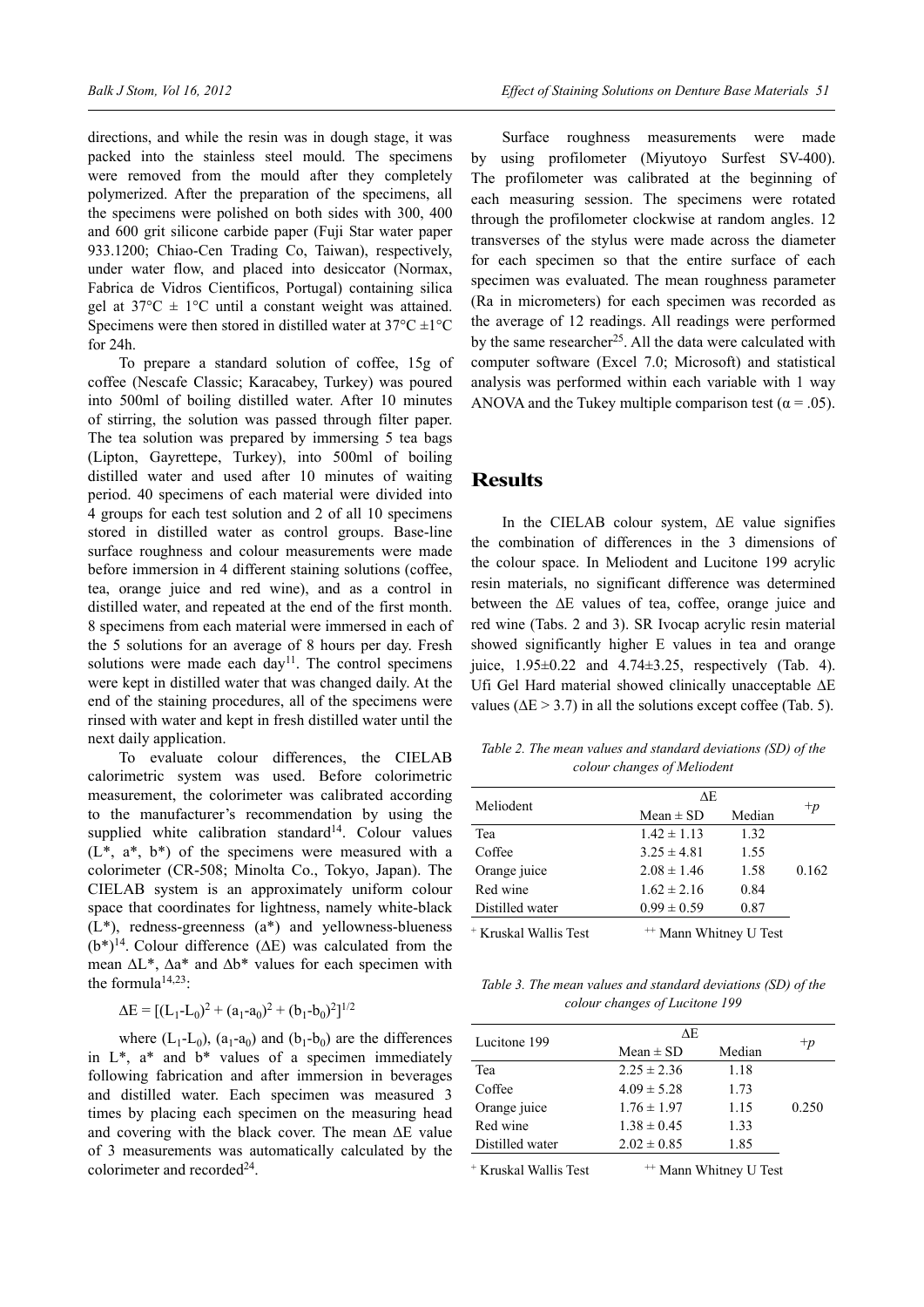directions, and while the resin was in dough stage, it was packed into the stainless steel mould. The specimens were removed from the mould after they completely polymerized. After the preparation of the specimens, all the specimens were polished on both sides with 300, 400 and 600 grit silicone carbide paper (Fuji Star water paper 933.1200; Chiao-Cen Trading Co, Taiwan), respectively, under water flow, and placed into desiccator (Normax, Fabrica de Vidros Cientificos, Portugal) containing silica gel at 37°C ± 1°C until a constant weight was attained. Specimens were then stored in distilled water at 37°C ±1°C for 24h.

To prepare a standard solution of coffee, 15g of coffee (Nescafe Classic; Karacabey, Turkey) was poured into 500ml of boiling distilled water. After 10 minutes of stirring, the solution was passed through filter paper. The tea solution was prepared by immersing 5 tea bags (Lipton, Gayrettepe, Turkey), into 500ml of boiling distilled water and used after 10 minutes of waiting period. 40 specimens of each material were divided into 4 groups for each test solution and 2 of all 10 specimens stored in distilled water as control groups. Base-line surface roughness and colour measurements were made before immersion in 4 different staining solutions (coffee, tea, orange juice and red wine), and as a control in distilled water, and repeated at the end of the first month. 8 specimens from each material were immersed in each of the 5 solutions for an average of 8 hours per day. Fresh solutions were made each day[11]. The control specimens were kept in distilled water that was changed daily. At the end of the staining procedures, all of the specimens were rinsed with water and kept in fresh distilled water until the next daily application.

To evaluate colour differences, the CIELAB calorimetric system was used. Before colorimetric measurement, the colorimeter was calibrated according to the manufacturer's recommendation by using the supplied white calibration standard[14]. Colour values ($L^*$, $a^*$, $b^*$) of the specimens were measured with a colorimeter (CR-508; Minolta Co., Tokyo, Japan). The CIELAB system is an approximately uniform colour space that coordinates for lightness, namely white-black ($L^*$), redness-greenness ($a^*$) and yellowness-blueness ($b^*$)[14]. Colour difference ($\Delta E$) was calculated from the mean $\Delta L^*$, $\Delta a^*$ and $\Delta b^*$ values for each specimen with the formula[14,23]:

$$\Delta E = [(L_1 - L_0)^2 + (a_1 - a_0)^2 + (b_1 - b_0)^2]^{1/2}$$

where $(L_1-L_0)$, $(a_1-a_0)$ and $(b_1-b_0)$ are the differences in $L^*$, $a^*$ and $b^*$ values of a specimen immediately following fabrication and after immersion in beverages and distilled water. Each specimen was measured 3 times by placing each specimen on the measuring head and covering with the black cover. The mean $\Delta E$ value of 3 measurements was automatically calculated by the colorimeter and recorded[24].

Surface roughness measurements were made by using profilometer (Miyutoyo Surfest SV-400). The profilometer was calibrated at the beginning of each measuring session. The specimens were rotated through the profilometer clockwise at random angles. 12 transverses of the stylus were made across the diameter for each specimen so that the entire surface of each specimen was evaluated. The mean roughness parameter (Ra in micrometers) for each specimen was recorded as the average of 12 readings. All readings were performed by the same researcher[25]. All the data were calculated with computer software (Excel 7.0; Microsoft) and statistical analysis was performed within each variable with 1 way ANOVA and the Tukey multiple comparison test ($\alpha = .05$).

## Results

In the CIELAB colour system, $\Delta E$ value signifies the combination of differences in the 3 dimensions of the colour space. In Meliodent and Lucitone 199 acrylic resin materials, no significant difference was determined between the $\Delta E$ values of tea, coffee, orange juice and red wine (Tabs. 2 and 3). SR Ivocap acrylic resin material showed significantly higher E values in tea and orange juice, 1.95±0.22 and 4.74±3.25, respectively (Tab. 4). Ufi Gel Hard material showed clinically unacceptable $\Delta E$ values ($\Delta E > 3.7$) in all the solutions except coffee (Tab. 5).

*Table 2. The mean values and standard deviations (SD) of the colour changes of Meliodent*

| Meliodent | ΔE | | +p |
|---|---|---|---|
| | Mean ± SD | Median | |
| Tea | 1.42 ± 1.13 | 1.32 | |
| Coffee | 3.25 ± 4.81 | 1.55 | |
| Orange juice | 2.08 ± 1.46 | 1.58 | 0.162 |
| Red wine | 1.62 ± 2.16 | 0.84 | |
| Distilled water | 0.99 ± 0.59 | 0.87 | |

+ Kruskal Wallis Test ++ Mann Whitney U Test

*Table 3. The mean values and standard deviations (SD) of the colour changes of Lucitone 199*

| Lucitone 199 | ΔE | | +p |
|---|---|---|---|
| | Mean ± SD | Median | |
| Tea | 2.25 ± 2.36 | 1.18 | |
| Coffee | 4.09 ± 5.28 | 1.73 | |
| Orange juice | 1.76 ± 1.97 | 1.15 | 0.250 |
| Red wine | 1.38 ± 0.45 | 1.33 | |
| Distilled water | 2.02 ± 0.85 | 1.85 | |

+ Kruskal Wallis Test ++ Mann Whitney U Test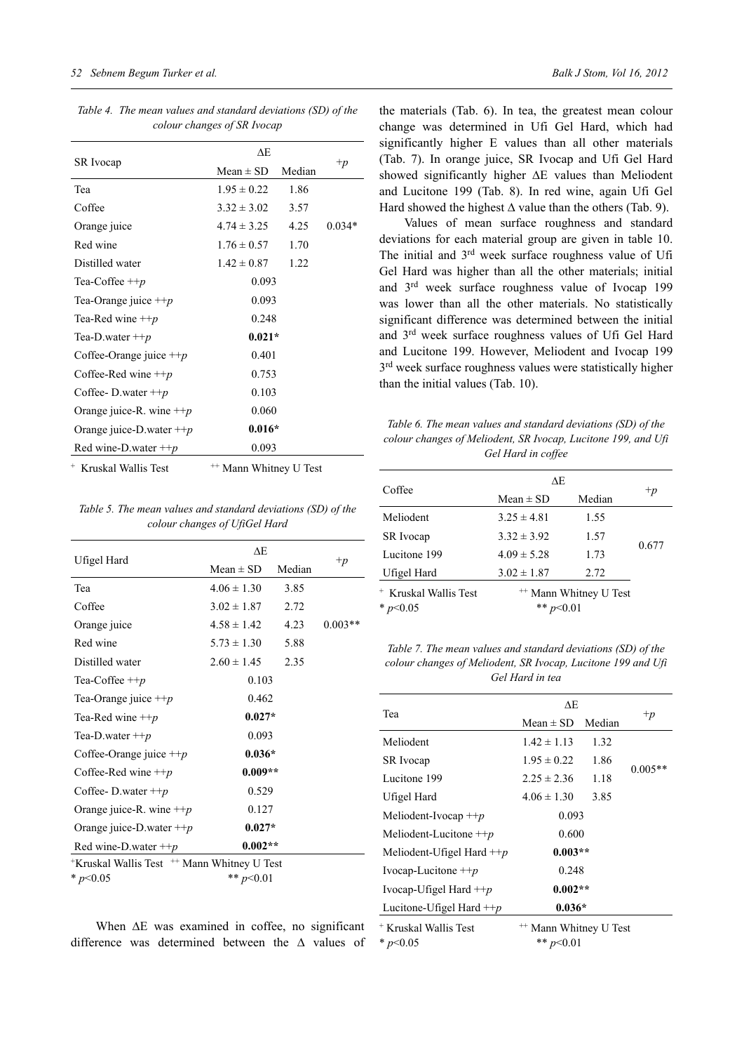*Table 4. The mean values and standard deviations (SD) of the colour changes of SR Ivocap*

| SR Ivocap | ΔE | | +p |
|---|---|---|---|
| | Mean ± SD | Median | |
| Tea | 1.95 ± 0.22 | 1.86 | |
| Coffee | 3.32 ± 3.02 | 3.57 | |
| Orange juice | 4.74 ± 3.25 | 4.25 | 0.034* |
| Red wine | 1.76 ± 0.57 | 1.70 | |
| Distilled water | 1.42 ± 0.87 | 1.22 | |
| Tea-Coffee ++p | 0.093 | | |
| Tea-Orange juice ++p | 0.093 | | |
| Tea-Red wine ++p | 0.248 | | |
| Tea-D.water ++p | **0.021*** | | |
| Coffee-Orange juice ++p | 0.401 | | |
| Coffee-Red wine ++p | 0.753 | | |
| Coffee- D.water ++p | 0.103 | | |
| Orange juice-R. wine ++p | 0.060 | | |
| Orange juice-D.water ++p | **0.016*** | | |
| Red wine-D.water ++p | 0.093 | | |

+ Kruskal Wallis Test ++ Mann Whitney U Test

*Table 5. The mean values and standard deviations (SD) of the colour changes of UfiGel Hard*

| Ufigel Hard | ΔE | | +p |
|---|---|---|---|
| | Mean ± SD | Median | |
| Tea | 4.06 ± 1.30 | 3.85 | |
| Coffee | 3.02 ± 1.87 | 2.72 | |
| Orange juice | 4.58 ± 1.42 | 4.23 | 0.003** |
| Red wine | 5.73 ± 1.30 | 5.88 | |
| Distilled water | 2.60 ± 1.45 | 2.35 | |
| Tea-Coffee ++p | 0.103 | | |
| Tea-Orange juice ++p | 0.462 | | |
| Tea-Red wine ++p | **0.027*** | | |
| Tea-D.water ++p | 0.093 | | |
| Coffee-Orange juice ++p | **0.036*** | | |
| Coffee-Red wine ++p | **0.009**** | | |
| Coffee- D.water ++p | 0.529 | | |
| Orange juice-R. wine ++p | 0.127 | | |
| Orange juice-D.water ++p | **0.027*** | | |
| Red wine-D.water ++p | **0.002**** | | |

+Kruskal Wallis Test ++ Mann Whitney U Test
* $p<0.05$ ** $p<0.01$

When ΔE was examined in coffee, no significant difference was determined between the Δ values of the materials (Tab. 6). In tea, the greatest mean colour change was determined in Ufi Gel Hard, which had significantly higher E values than all other materials (Tab. 7). In orange juice, SR Ivocap and Ufi Gel Hard showed significantly higher ΔE values than Meliodent and Lucitone 199 (Tab. 8). In red wine, again Ufi Gel Hard showed the highest Δ value than the others (Tab. 9).

Values of mean surface roughness and standard deviations for each material group are given in table 10. The initial and 3rd week surface roughness value of Ufi Gel Hard was higher than all the other materials; initial and 3rd week surface roughness value of Ivocap 199 was lower than all the other materials. No statistically significant difference was determined between the initial and 3rd week surface roughness values of Ufi Gel Hard and Lucitone 199. However, Meliodent and Ivocap 199 3rd week surface roughness values were statistically higher than the initial values (Tab. 10).

*Table 6. The mean values and standard deviations (SD) of the colour changes of Meliodent, SR Ivocap, Lucitone 199, and Ufi Gel Hard in coffee*

| Coffee | ΔE | | +p |
|---|---|---|---|
| | Mean ± SD | Median | |
| Meliodent | 3.25 ± 4.81 | 1.55 | |
| SR Ivocap | 3.32 ± 3.92 | 1.57 | 0.677 |
| Lucitone 199 | 4.09 ± 5.28 | 1.73 | |
| Ufigel Hard | 3.02 ± 1.87 | 2.72 | |

+ Kruskal Wallis Test ++ Mann Whitney U Test
* $p<0.05$ ** $p<0.01$

*Table 7. The mean values and standard deviations (SD) of the colour changes of Meliodent, SR Ivocap, Lucitone 199 and Ufi Gel Hard in tea*

| Tea | ΔE | | +p |
|---|---|---|---|
| | Mean ± SD | Median | |
| Meliodent | 1.42 ± 1.13 | 1.32 | |
| SR Ivocap | 1.95 ± 0.22 | 1.86 | 0.005** |
| Lucitone 199 | 2.25 ± 2.36 | 1.18 | |
| Ufigel Hard | 4.06 ± 1.30 | 3.85 | |
| Meliodent-Ivocap ++p | 0.093 | | |
| Meliodent-Lucitone ++p | 0.600 | | |
| Meliodent-Ufigel Hard ++p | **0.003**** | | |
| Ivocap-Lucitone ++p | 0.248 | | |
| Ivocap-Ufigel Hard ++p | **0.002**** | | |
| Lucitone-Ufigel Hard ++p | **0.036*** | | |

+ Kruskal Wallis Test ++ Mann Whitney U Test
* $p<0.05$ ** $p<0.01$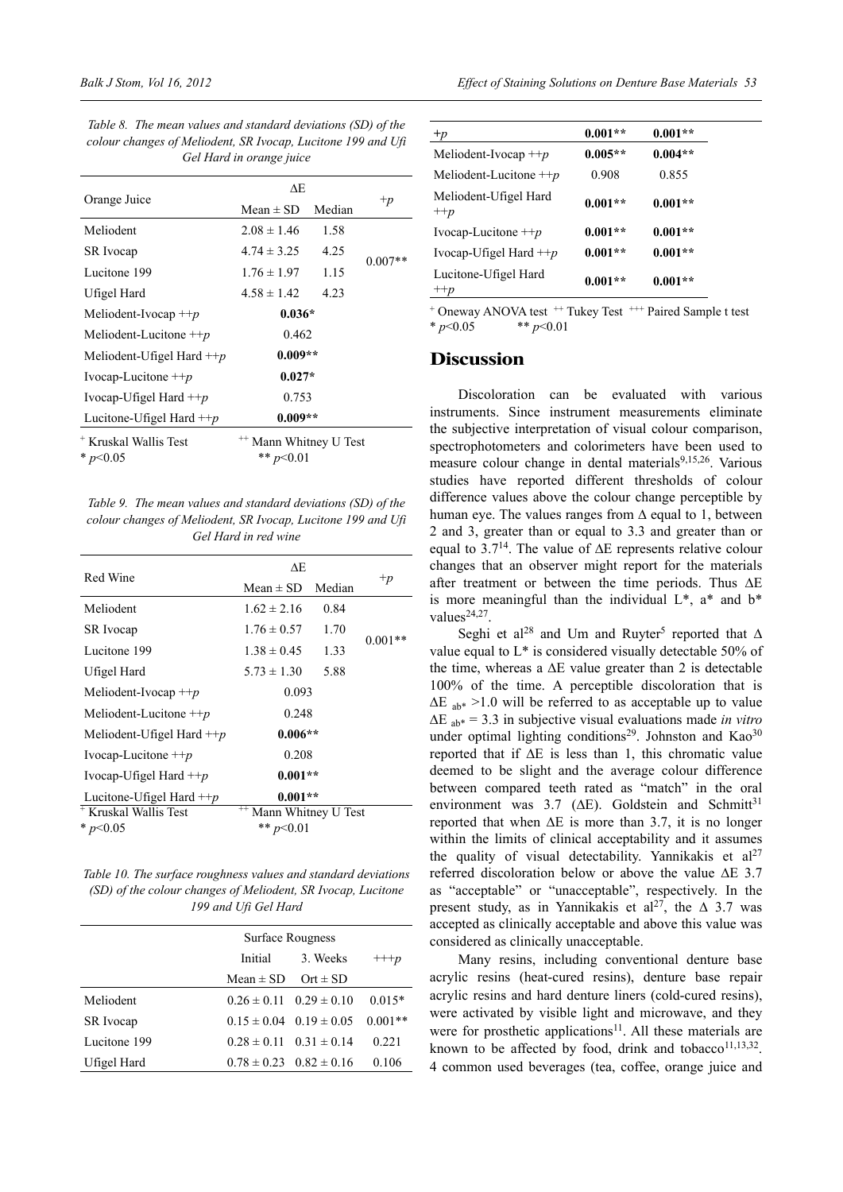*Table 8. The mean values and standard deviations (SD) of the colour changes of Meliodent, SR Ivocap, Lucitone 199 and Ufi Gel Hard in orange juice*

| Orange Juice | ΔE | | +p |
|---|---|---|---|
| | Mean ± SD | Median | |
| Meliodent | 2.08 ± 1.46 | 1.58 | 0.007** |
| SR Ivocap | 4.74 ± 3.25 | 4.25 | |
| Lucitone 199 | 1.76 ± 1.97 | 1.15 | |
| Ufigel Hard | 4.58 ± 1.42 | 4.23 | |
| Meliodent-Ivocap ++p | **0.036*** | | |
| Meliodent-Lucitone ++p | 0.462 | | |
| Meliodent-Ufigel Hard ++p | **0.009**** | | |
| Ivocap-Lucitone ++p | **0.027*** | | |
| Ivocap-Ufigel Hard ++p | 0.753 | | |
| Lucitone-Ufigel Hard ++p | **0.009**** | | |

+ Kruskal Wallis Test ++ Mann Whitney U Test
* $p<0.05$ ** $p<0.01$

*Table 9. The mean values and standard deviations (SD) of the colour changes of Meliodent, SR Ivocap, Lucitone 199 and Ufi Gel Hard in red wine*

| Red Wine | ΔE | | +p |
|---|---|---|---|
| | Mean ± SD | Median | |
| Meliodent | 1.62 ± 2.16 | 0.84 | 0.001** |
| SR Ivocap | 1.76 ± 0.57 | 1.70 | |
| Lucitone 199 | 1.38 ± 0.45 | 1.33 | |
| Ufigel Hard | 5.73 ± 1.30 | 5.88 | |
| Meliodent-Ivocap ++p | 0.093 | | |
| Meliodent-Lucitone ++p | 0.248 | | |
| Meliodent-Ufigel Hard ++p | **0.006**** | | |
| Ivocap-Lucitone ++p | 0.208 | | |
| Ivocap-Ufigel Hard ++p | **0.001**** | | |
| Lucitone-Ufigel Hard ++p | **0.001**** | | |

+ Kruskal Wallis Test ++ Mann Whitney U Test
* $p<0.05$ ** $p<0.01$

*Table 10. The surface roughness values and standard deviations (SD) of the colour changes of Meliodent, SR Ivocap, Lucitone 199 and Ufi Gel Hard*

| | Surface Rougness | | |
|---|---|---|---|
| | Initial | 3. Weeks | +++p |
| | Mean ± SD | Ort ± SD | |
| Meliodent | 0.26 ± 0.11 | 0.29 ± 0.10 | 0.015* |
| SR Ivocap | 0.15 ± 0.04 | 0.19 ± 0.05 | 0.001** |
| Lucitone 199 | 0.28 ± 0.11 | 0.31 ± 0.14 | 0.221 |
| Ufigel Hard | 0.78 ± 0.23 | 0.82 ± 0.16 | 0.106 |

| | | |
|---|---|---|
| **+p** | **0.001**** | **0.001**** |
| Meliodent-Ivocap ++p | **0.005**** | **0.004**** |
| Meliodent-Lucitone ++p | 0.908 | 0.855 |
| Meliodent-Ufigel Hard ++p | **0.001**** | **0.001**** |
| Ivocap-Lucitone ++p | **0.001**** | **0.001**** |
| Ivocap-Ufigel Hard ++p | **0.001**** | **0.001**** |
| Lucitone-Ufigel Hard ++p | **0.001**** | **0.001**** |

+ Oneway ANOVA test ++ Tukey Test +++ Paired Sample t test
* $p<0.05$ ** $p<0.01$

## Discussion

Discoloration can be evaluated with various instruments. Since instrument measurements eliminate the subjective interpretation of visual colour comparison, spectrophotometers and colorimeters have been used to measure colour change in dental materials[9,15,26]. Various studies have reported different thresholds of colour difference values above the colour change perceptible by human eye. The values ranges from Δ equal to 1, between 2 and 3, greater than or equal to 3.3 and greater than or equal to 3.7[14]. The value of ΔE represents relative colour changes that an observer might report for the materials after treatment or between the time periods. Thus ΔE is more meaningful than the individual L*, a* and b* values[24,27].

Seghi et al[28] and Um and Ruyter[5] reported that Δ value equal to L* is considered visually detectable 50% of the time, whereas a ΔE value greater than 2 is detectable 100% of the time. A perceptible discoloration that is $\Delta E_{ab*} > 1.0$ will be referred to as acceptable up to value $\Delta E_{ab*} = 3.3$ in subjective visual evaluations made *in vitro* under optimal lighting conditions[29]. Johnston and Kao[30] reported that if ΔE is less than 1, this chromatic value deemed to be slight and the average colour difference between compared teeth rated as "match" in the oral environment was 3.7 (ΔE). Goldstein and Schmitt[31] reported that when ΔE is more than 3.7, it is no longer within the limits of clinical acceptability and it assumes the quality of visual detectability. Yannikakis et al[27] referred discoloration below or above the value ΔE 3.7 as "acceptable" or "unacceptable", respectively. In the present study, as in Yannikakis et al[27], the Δ 3.7 was accepted as clinically acceptable and above this value was considered as clinically unacceptable.

Many resins, including conventional denture base acrylic resins (heat-cured resins), denture base repair acrylic resins and hard denture liners (cold-cured resins), were activated by visible light and microwave, and they were for prosthetic applications[11]. All these materials are known to be affected by food, drink and tobacco[11,13,32]. 4 common used beverages (tea, coffee, orange juice and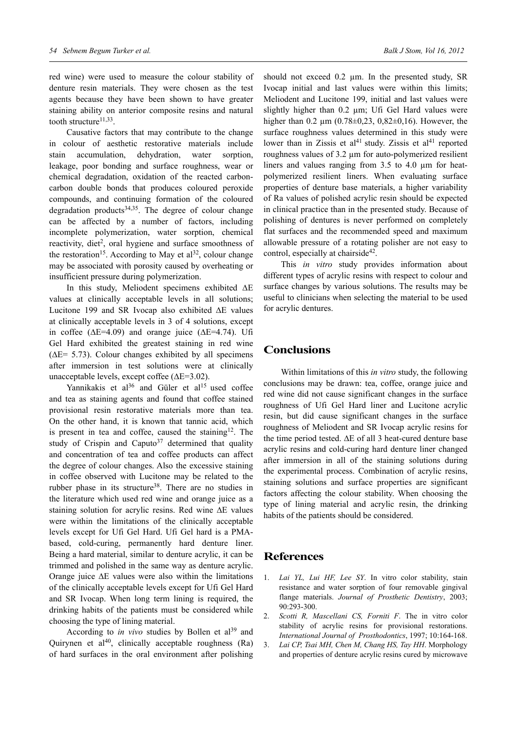red wine) were used to measure the colour stability of denture resin materials. They were chosen as the test agents because they have been shown to have greater staining ability on anterior composite resins and natural tooth structure[11,33].

Causative factors that may contribute to the change in colour of aesthetic restorative materials include stain accumulation, dehydration, water sorption, leakage, poor bonding and surface roughness, wear or chemical degradation, oxidation of the reacted carbon-carbon double bonds that produces coloured peroxide compounds, and continuing formation of the coloured degradation products[34,35]. The degree of colour change can be affected by a number of factors, including incomplete polymerization, water sorption, chemical reactivity, diet[2], oral hygiene and surface smoothness of the restoration[15]. According to May et al[32], colour change may be associated with porosity caused by overheating or insufficient pressure during polymerization.

In this study, Meliodent specimens exhibited ΔE values at clinically acceptable levels in all solutions; Lucitone 199 and SR Ivocap also exhibited ΔE values at clinically acceptable levels in 3 of 4 solutions, except in coffee (ΔE=4.09) and orange juice (ΔE=4.74). Ufi Gel Hard exhibited the greatest staining in red wine (ΔE= 5.73). Colour changes exhibited by all specimens after immersion in test solutions were at clinically unacceptable levels, except coffee (ΔE=3.02).

Yannikakis et al[36] and Güler et al[15] used coffee and tea as staining agents and found that coffee stained provisional resin restorative materials more than tea. On the other hand, it is known that tannic acid, which is present in tea and coffee, caused the staining[12]. The study of Crispin and Caputo[37] determined that quality and concentration of tea and coffee products can affect the degree of colour changes. Also the excessive staining in coffee observed with Lucitone may be related to the rubber phase in its structure[38]. There are no studies in the literature which used red wine and orange juice as a staining solution for acrylic resins. Red wine ΔE values were within the limitations of the clinically acceptable levels except for Ufi Gel Hard. Ufi Gel hard is a PMA-based, cold-curing, permanently hard denture liner. Being a hard material, similar to denture acrylic, it can be trimmed and polished in the same way as denture acrylic. Orange juice ΔE values were also within the limitations of the clinically acceptable levels except for Ufi Gel Hard and SR Ivocap. When long term lining is required, the drinking habits of the patients must be considered while choosing the type of lining material.

According to *in vivo* studies by Bollen et al[39] and Quirynen et al[40], clinically acceptable roughness (Ra) of hard surfaces in the oral environment after polishing should not exceed 0.2 µm. In the presented study, SR Ivocap initial and last values were within this limits; Meliodent and Lucitone 199, initial and last values were slightly higher than 0.2 µm; Ufi Gel Hard values were higher than 0.2 µm (0.78±0,23, 0,82±0,16). However, the surface roughness values determined in this study were lower than in Zissis et al[41] study. Zissis et al[41] reported roughness values of 3.2 µm for auto-polymerized resilient liners and values ranging from 3.5 to 4.0 µm for heat-polymerized resilient liners. When evaluating surface properties of denture base materials, a higher variability of Ra values of polished acrylic resin should be expected in clinical practice than in the presented study. Because of polishing of dentures is never performed on completely flat surfaces and the recommended speed and maximum allowable pressure of a rotating polisher are not easy to control, especially at chairside[42].

This *in vitro* study provides information about different types of acrylic resins with respect to colour and surface changes by various solutions. The results may be useful to clinicians when selecting the material to be used for acrylic dentures.

## Conclusions

Within limitations of this *in vitro* study, the following conclusions may be drawn: tea, coffee, orange juice and red wine did not cause significant changes in the surface roughness of Ufi Gel Hard liner and Lucitone acrylic resin, but did cause significant changes in the surface roughness of Meliodent and SR Ivocap acrylic resins for the time period tested. ΔE of all 3 heat-cured denture base acrylic resins and cold-curing hard denture liner changed after immersion in all of the staining solutions during the experimental process. Combination of acrylic resins, staining solutions and surface properties are significant factors affecting the colour stability. When choosing the type of lining material and acrylic resin, the drinking habits of the patients should be considered.

## References

1. *Lai YL, Lui HF, Lee SY*. In vitro color stability, stain resistance and water sorption of four removable gingival flange materials. *Journal of Prosthetic Dentistry*, 2003; 90:293-300.
2. *Scotti R, Mascellani CS, Forniti F*. The in vitro color stability of acrylic resins for provisional restorations. *International Journal of Prosthodontics*, 1997; 10:164-168.
3. *Lai CP, Tsai MH, Chen M, Chang HS, Tay HH*. Morphology and properties of denture acrylic resins cured by microwave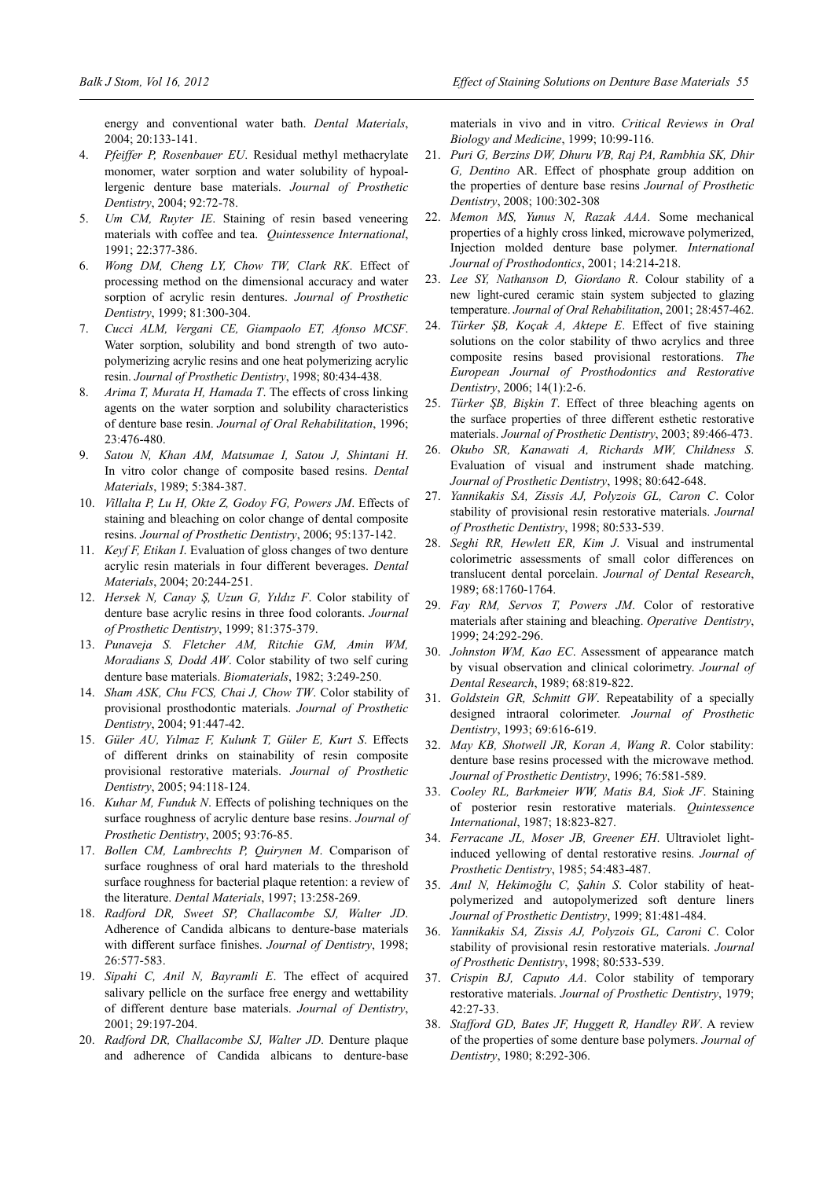energy and conventional water bath. *Dental Materials*, 2004; 20:133-141.

4. *Pfeiffer P, Rosenbauer EU*. Residual methyl methacrylate monomer, water sorption and water solubility of hypoallergenic denture base materials. *Journal of Prosthetic Dentistry*, 2004; 92:72-78.
5. *Um CM, Ruyter IE*. Staining of resin based veneering materials with coffee and tea. *Quintessence International*, 1991; 22:377-386.
6. *Wong DM, Cheng LY, Chow TW, Clark RK*. Effect of processing method on the dimensional accuracy and water sorption of acrylic resin dentures. *Journal of Prosthetic Dentistry*, 1999; 81:300-304.
7. *Cucci ALM, Vergani CE, Giampaolo ET, Afonso MCSF*. Water sorption, solubility and bond strength of two autopolymerizing acrylic resins and one heat polymerizing acrylic resin. *Journal of Prosthetic Dentistry*, 1998; 80:434-438.
8. *Arima T, Murata H, Hamada T*. The effects of cross linking agents on the water sorption and solubility characteristics of denture base resin. *Journal of Oral Rehabilitation*, 1996; 23:476-480.
9. *Satou N, Khan AM, Matsumae I, Satou J, Shintani H*. In vitro color change of composite based resins. *Dental Materials*, 1989; 5:384-387.
10. *Villalta P, Lu H, Okte Z, Godoy FG, Powers JM*. Effects of staining and bleaching on color change of dental composite resins. *Journal of Prosthetic Dentistry*, 2006; 95:137-142.
11. *Keyf F, Etikan I*. Evaluation of gloss changes of two denture acrylic resin materials in four different beverages. *Dental Materials*, 2004; 20:244-251.
12. *Hersek N, Canay Ş, Uzun G, Yıldız F*. Color stability of denture base acrylic resins in three food colorants. *Journal of Prosthetic Dentistry*, 1999; 81:375-379.
13. *Punaveja S. Fletcher AM, Ritchie GM, Amin WM, Moradians S, Dodd AW*. Color stability of two self curing denture base materials. *Biomaterials*, 1982; 3:249-250.
14. *Sham ASK, Chu FCS, Chai J, Chow TW*. Color stability of provisional prosthodontic materials. *Journal of Prosthetic Dentistry*, 2004; 91:447-42.
15. *Güler AU, Yılmaz F, Kulunk T, Güler E, Kurt S*. Effects of different drinks on stainability of resin composite provisional restorative materials. *Journal of Prosthetic Dentistry*, 2005; 94:118-124.
16. *Kuhar M, Funduk N*. Effects of polishing techniques on the surface roughness of acrylic denture base resins. *Journal of Prosthetic Dentistry*, 2005; 93:76-85.
17. *Bollen CM, Lambrechts P, Quirynen M*. Comparison of surface roughness of oral hard materials to the threshold surface roughness for bacterial plaque retention: a review of the literature. *Dental Materials*, 1997; 13:258-269.
18. *Radford DR, Sweet SP, Challacombe SJ, Walter JD*. Adherence of Candida albicans to denture-base materials with different surface finishes. *Journal of Dentistry*, 1998; 26:577-583.
19. *Sipahi C, Anil N, Bayramli E*. The effect of acquired salivary pellicle on the surface free energy and wettability of different denture base materials. *Journal of Dentistry*, 2001; 29:197-204.
20. *Radford DR, Challacombe SJ, Walter JD*. Denture plaque and adherence of Candida albicans to denture-base materials in vivo and in vitro. *Critical Reviews in Oral Biology and Medicine*, 1999; 10:99-116.
21. *Puri G, Berzins DW, Dhuru VB, Raj PA, Rambhia SK, Dhir G, Dentino* AR. Effect of phosphate group addition on the properties of denture base resins *Journal of Prosthetic Dentistry*, 2008; 100:302-308
22. *Memon MS, Yunus N, Razak AAA*. Some mechanical properties of a highly cross linked, microwave polymerized, Injection molded denture base polymer. *International Journal of Prosthodontics*, 2001; 14:214-218.
23. *Lee SY, Nathanson D, Giordano R*. Colour stability of a new light-cured ceramic stain system subjected to glazing temperature. *Journal of Oral Rehabilitation*, 2001; 28:457-462.
24. *Türker ŞB, Koçak A, Aktepe E*. Effect of five staining solutions on the color stability of thwo acrylics and three composite resins based provisional restorations. *The European Journal of Prosthodontics and Restorative Dentistry*, 2006; 14(1):2-6.
25. *Türker ŞB, Bişkin T*. Effect of three bleaching agents on the surface properties of three different esthetic restorative materials. *Journal of Prosthetic Dentistry*, 2003; 89:466-473.
26. *Okubo SR, Kanawati A, Richards MW, Childness S*. Evaluation of visual and instrument shade matching. *Journal of Prosthetic Dentistry*, 1998; 80:642-648.
27. *Yannikakis SA, Zissis AJ, Polyzois GL, Caron C*. Color stability of provisional resin restorative materials. *Journal of Prosthetic Dentistry*, 1998; 80:533-539.
28. *Seghi RR, Hewlett ER, Kim J*. Visual and instrumental colorimetric assessments of small color differences on translucent dental porcelain. *Journal of Dental Research*, 1989; 68:1760-1764.
29. *Fay RM, Servos T, Powers JM*. Color of restorative materials after staining and bleaching. *Operative Dentistry*, 1999; 24:292-296.
30. *Johnston WM, Kao EC*. Assessment of appearance match by visual observation and clinical colorimetry. *Journal of Dental Research*, 1989; 68:819-822.
31. *Goldstein GR, Schmitt GW*. Repeatability of a specially designed intraoral colorimeter. *Journal of Prosthetic Dentistry*, 1993; 69:616-619.
32. *May KB, Shotwell JR, Koran A, Wang R*. Color stability: denture base resins processed with the microwave method. *Journal of Prosthetic Dentistry*, 1996; 76:581-589.
33. *Cooley RL, Barkmeier WW, Matis BA, Siok JF*. Staining of posterior resin restorative materials. *Quintessence International*, 1987; 18:823-827.
34. *Ferracane JL, Moser JB, Greener EH*. Ultraviolet light-induced yellowing of dental restorative resins. *Journal of Prosthetic Dentistry*, 1985; 54:483-487.
35. *Anıl N, Hekimoğlu C, Şahin S*. Color stability of heat-polymerized and autopolymerized soft denture liners *Journal of Prosthetic Dentistry*, 1999; 81:481-484.
36. *Yannikakis SA, Zissis AJ, Polyzois GL, Caroni C*. Color stability of provisional resin restorative materials. *Journal of Prosthetic Dentistry*, 1998; 80:533-539.
37. *Crispin BJ, Caputo AA*. Color stability of temporary restorative materials. *Journal of Prosthetic Dentistry*, 1979; 42:27-33.
38. *Stafford GD, Bates JF, Huggett R, Handley RW*. A review of the properties of some denture base polymers. *Journal of Dentistry*, 1980; 8:292-306.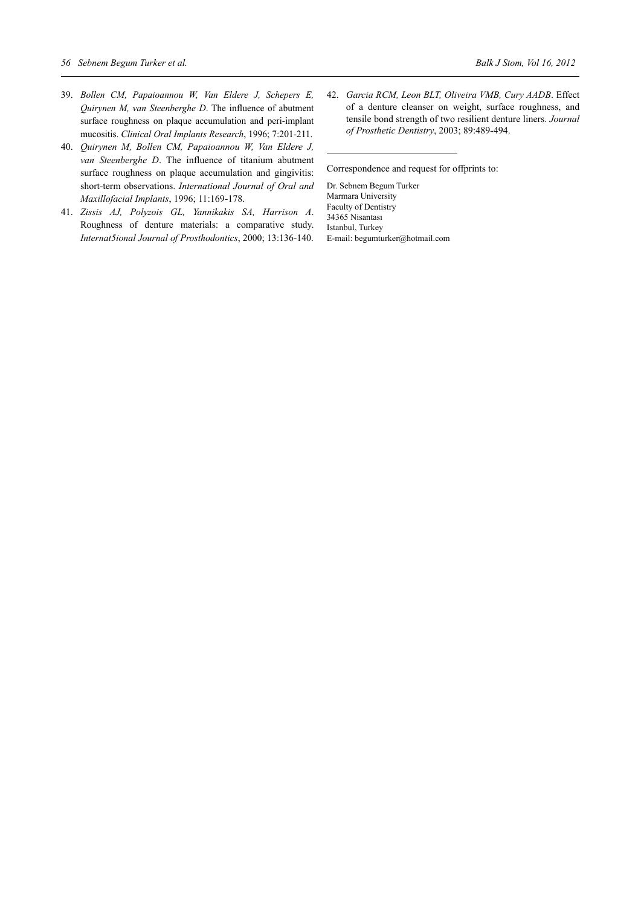39. *Bollen CM, Papaioannou W, Van Eldere J, Schepers E, Quirynen M, van Steenberghe D*. The influence of abutment surface roughness on plaque accumulation and peri-implant mucositis. *Clinical Oral Implants Research*, 1996; 7:201-211.
40. *Quirynen M, Bollen CM, Papaioannou W, Van Eldere J, van Steenberghe D*. The influence of titanium abutment surface roughness on plaque accumulation and gingivitis: short-term observations. *International Journal of Oral and Maxillofacial Implants*, 1996; 11:169-178.
41. *Zissis AJ, Polyzois GL, Yannikakis SA, Harrison A*. Roughness of denture materials: a comparative study. *Internat5ional Journal of Prosthodontics*, 2000; 13:136-140.
42. *Garcia RCM, Leon BLT, Oliveira VMB, Cury AADB*. Effect of a denture cleanser on weight, surface roughness, and tensile bond strength of two resilient denture liners. *Journal of Prosthetic Dentistry*, 2003; 89:489-494.

---

Correspondence and request for offprints to:

Dr. Sebnem Begum Turker
Marmara University
Faculty of Dentistry
34365 Nisantası
Istanbul, Turkey
E-mail: begumturker@hotmail.com